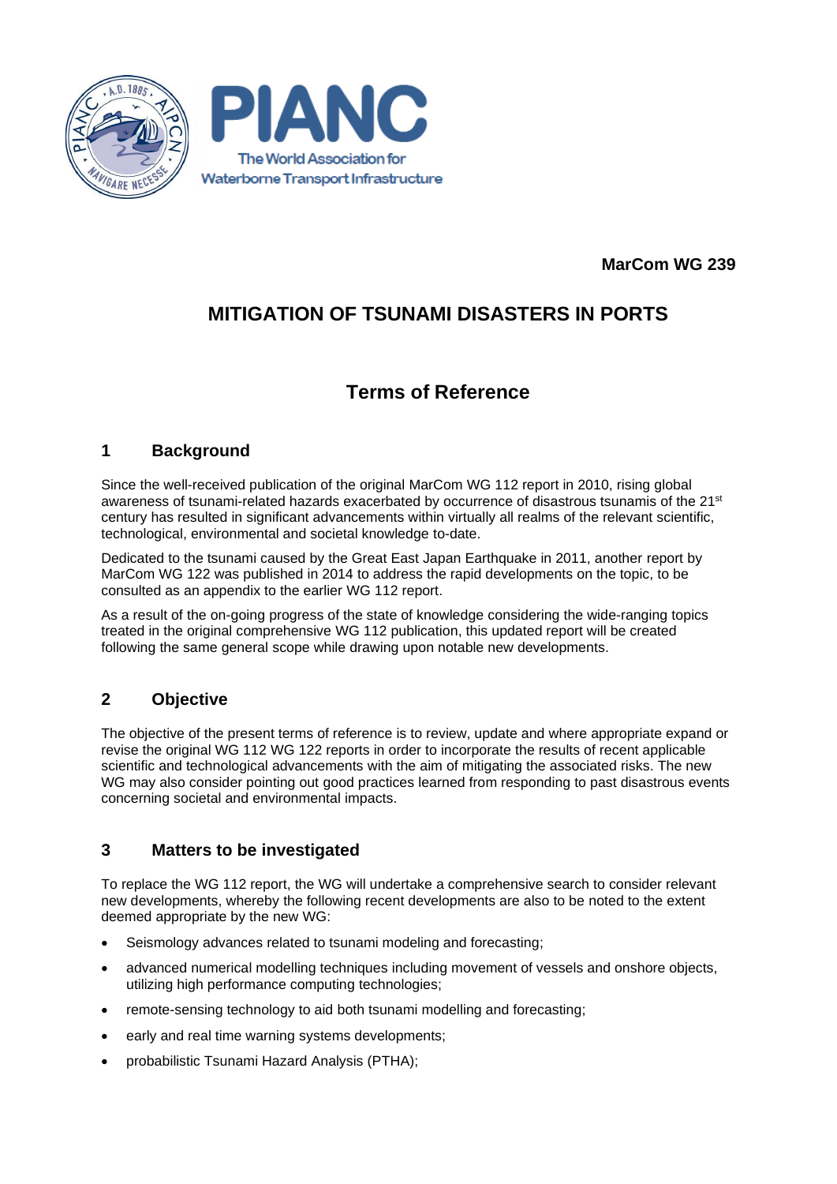PIANC

The World Association for Waterborne Transport Infrastructure

**MarCom WG 239**

# MITIGATION OF TSUNAMI DISASTERS IN PORTS

## Terms of Reference

## 1 Background

Since the well-received publication of the original MarCom WG 112 report in 2010, rising global awareness of tsunami-related hazards exacerbated by occurrence of disastrous tsunamis of the 21st century has resulted in significant advancements within virtually all realms of the relevant scientific, technological, environmental and societal knowledge to-date.

Dedicated to the tsunami caused by the Great East Japan Earthquake in 2011, another report by MarCom WG 122 was published in 2014 to address the rapid developments on the topic, to be consulted as an appendix to the earlier WG 112 report.

As a result of the on-going progress of the state of knowledge considering the wide-ranging topics treated in the original comprehensive WG 112 publication, this updated report will be created following the same general scope while drawing upon notable new developments.

## 2 Objective

The objective of the present terms of reference is to review, update and where appropriate expand or revise the original WG 112 WG 122 reports in order to incorporate the results of recent applicable scientific and technological advancements with the aim of mitigating the associated risks. The new WG may also consider pointing out good practices learned from responding to past disastrous events concerning societal and environmental impacts.

## 3 Matters to be investigated

To replace the WG 112 report, the WG will undertake a comprehensive search to consider relevant new developments, whereby the following recent developments are also to be noted to the extent deemed appropriate by the new WG:

- Seismology advances related to tsunami modeling and forecasting;
- advanced numerical modelling techniques including movement of vessels and onshore objects, utilizing high performance computing technologies;
- remote-sensing technology to aid both tsunami modelling and forecasting;
- early and real time warning systems developments;
- probabilistic Tsunami Hazard Analysis (PTHA);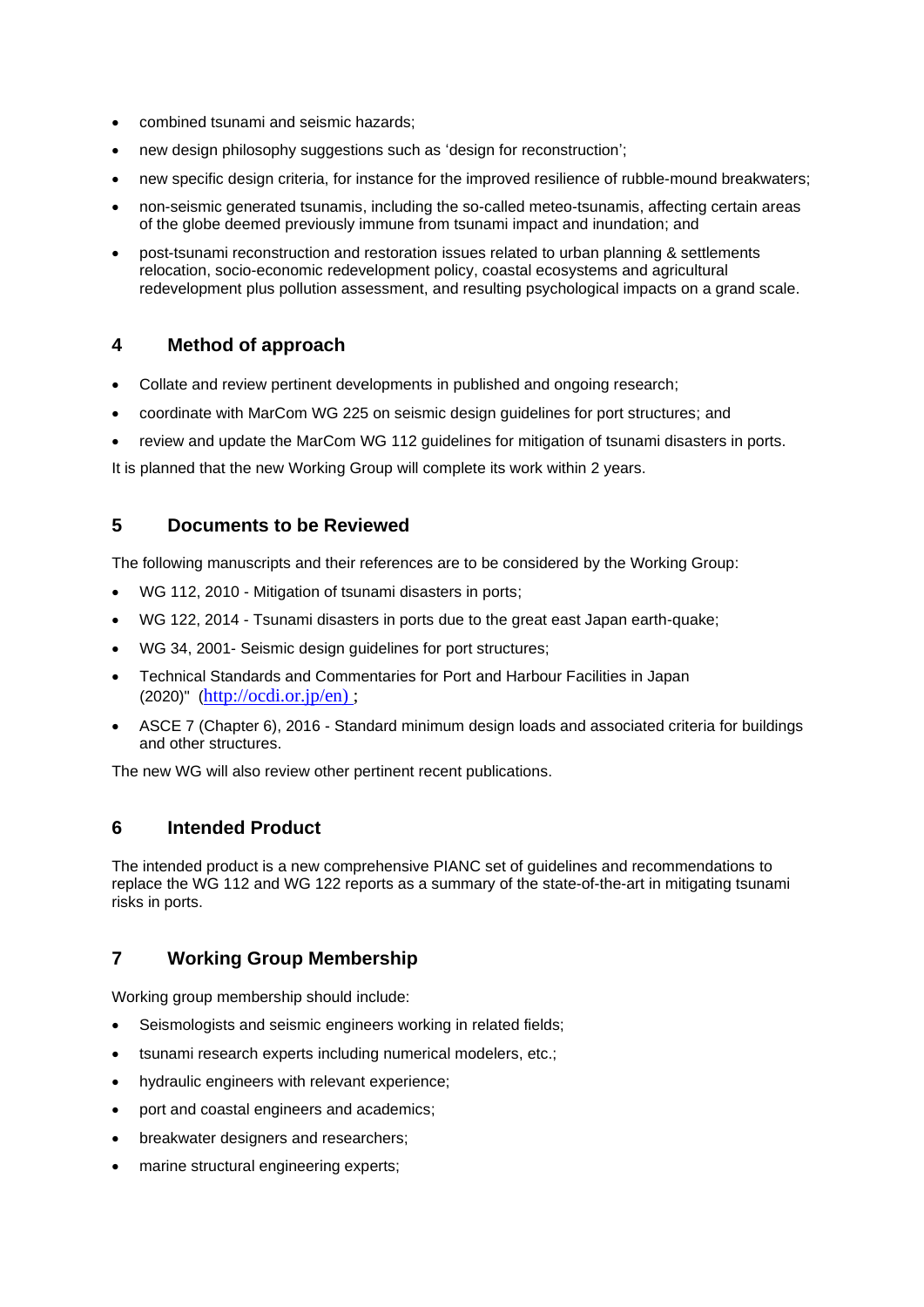- combined tsunami and seismic hazards;
- new design philosophy suggestions such as 'design for reconstruction';
- new specific design criteria, for instance for the improved resilience of rubble-mound breakwaters;
- non-seismic generated tsunamis, including the so-called meteo-tsunamis, affecting certain areas of the globe deemed previously immune from tsunami impact and inundation; and
- post-tsunami reconstruction and restoration issues related to urban planning & settlements relocation, socio-economic redevelopment policy, coastal ecosystems and agricultural redevelopment plus pollution assessment, and resulting psychological impacts on a grand scale.

## 4 Method of approach

- Collate and review pertinent developments in published and ongoing research;
- coordinate with MarCom WG 225 on seismic design guidelines for port structures; and
- review and update the MarCom WG 112 guidelines for mitigation of tsunami disasters in ports.

It is planned that the new Working Group will complete its work within 2 years.

## 5 Documents to be Reviewed

The following manuscripts and their references are to be considered by the Working Group:

- WG 112, 2010 - Mitigation of tsunami disasters in ports;
- WG 122, 2014 - Tsunami disasters in ports due to the great east Japan earth-quake;
- WG 34, 2001- Seismic design guidelines for port structures;
- Technical Standards and Commentaries for Port and Harbour Facilities in Japan (2020)" (http://ocdi.or.jp/en) ;
- ASCE 7 (Chapter 6), 2016 - Standard minimum design loads and associated criteria for buildings and other structures.

The new WG will also review other pertinent recent publications.

## 6 Intended Product

The intended product is a new comprehensive PIANC set of guidelines and recommendations to replace the WG 112 and WG 122 reports as a summary of the state-of-the-art in mitigating tsunami risks in ports.

## 7 Working Group Membership

Working group membership should include:

- Seismologists and seismic engineers working in related fields;
- tsunami research experts including numerical modelers, etc.;
- hydraulic engineers with relevant experience;
- port and coastal engineers and academics;
- breakwater designers and researchers;
- marine structural engineering experts;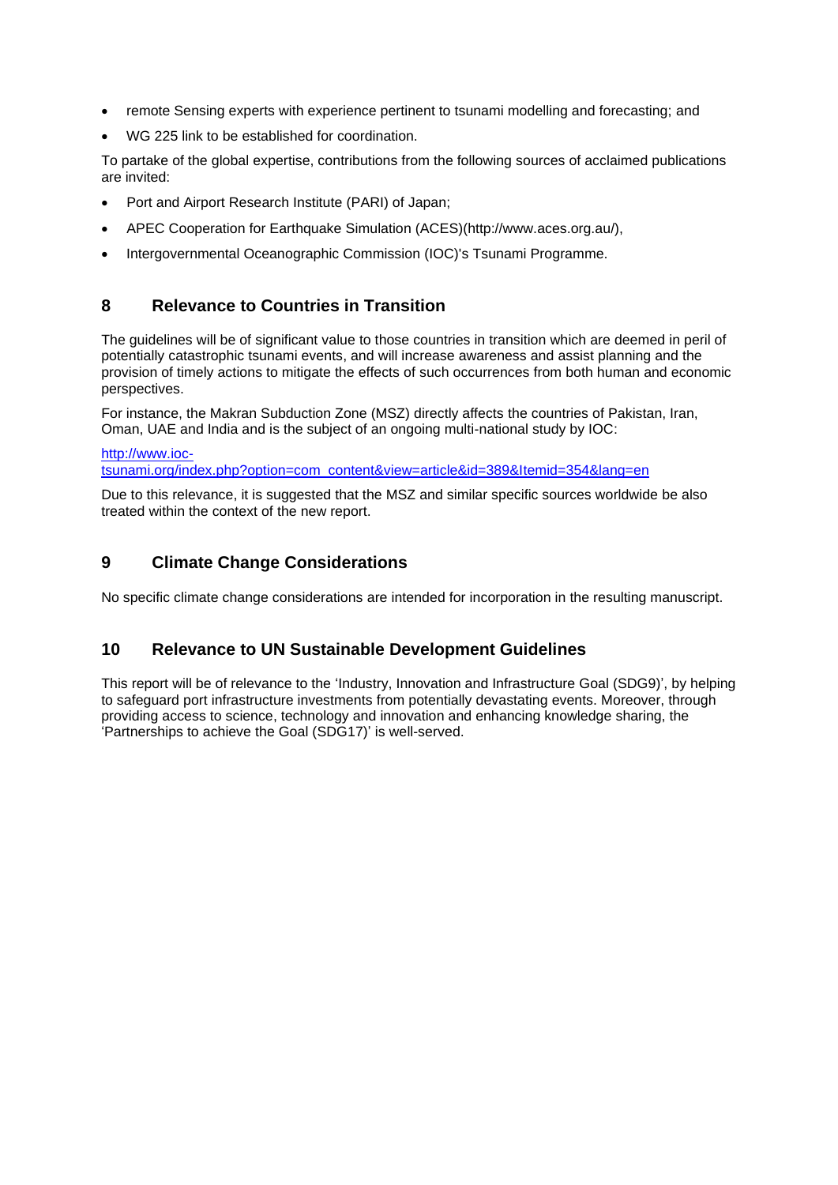- remote Sensing experts with experience pertinent to tsunami modelling and forecasting; and
- WG 225 link to be established for coordination.

To partake of the global expertise, contributions from the following sources of acclaimed publications are invited:

- Port and Airport Research Institute (PARI) of Japan;
- APEC Cooperation for Earthquake Simulation (ACES)(http://www.aces.org.au/),
- Intergovernmental Oceanographic Commission (IOC)'s Tsunami Programme.

## 8 Relevance to Countries in Transition

The guidelines will be of significant value to those countries in transition which are deemed in peril of potentially catastrophic tsunami events, and will increase awareness and assist planning and the provision of timely actions to mitigate the effects of such occurrences from both human and economic perspectives.

For instance, the Makran Subduction Zone (MSZ) directly affects the countries of Pakistan, Iran, Oman, UAE and India and is the subject of an ongoing multi-national study by IOC:

http://www.ioc-tsunami.org/index.php?option=com_content&view=article&id=389&Itemid=354&lang=en

Due to this relevance, it is suggested that the MSZ and similar specific sources worldwide be also treated within the context of the new report.

## 9 Climate Change Considerations

No specific climate change considerations are intended for incorporation in the resulting manuscript.

## 10 Relevance to UN Sustainable Development Guidelines

This report will be of relevance to the 'Industry, Innovation and Infrastructure Goal (SDG9)', by helping to safeguard port infrastructure investments from potentially devastating events. Moreover, through providing access to science, technology and innovation and enhancing knowledge sharing, the 'Partnerships to achieve the Goal (SDG17)' is well-served.